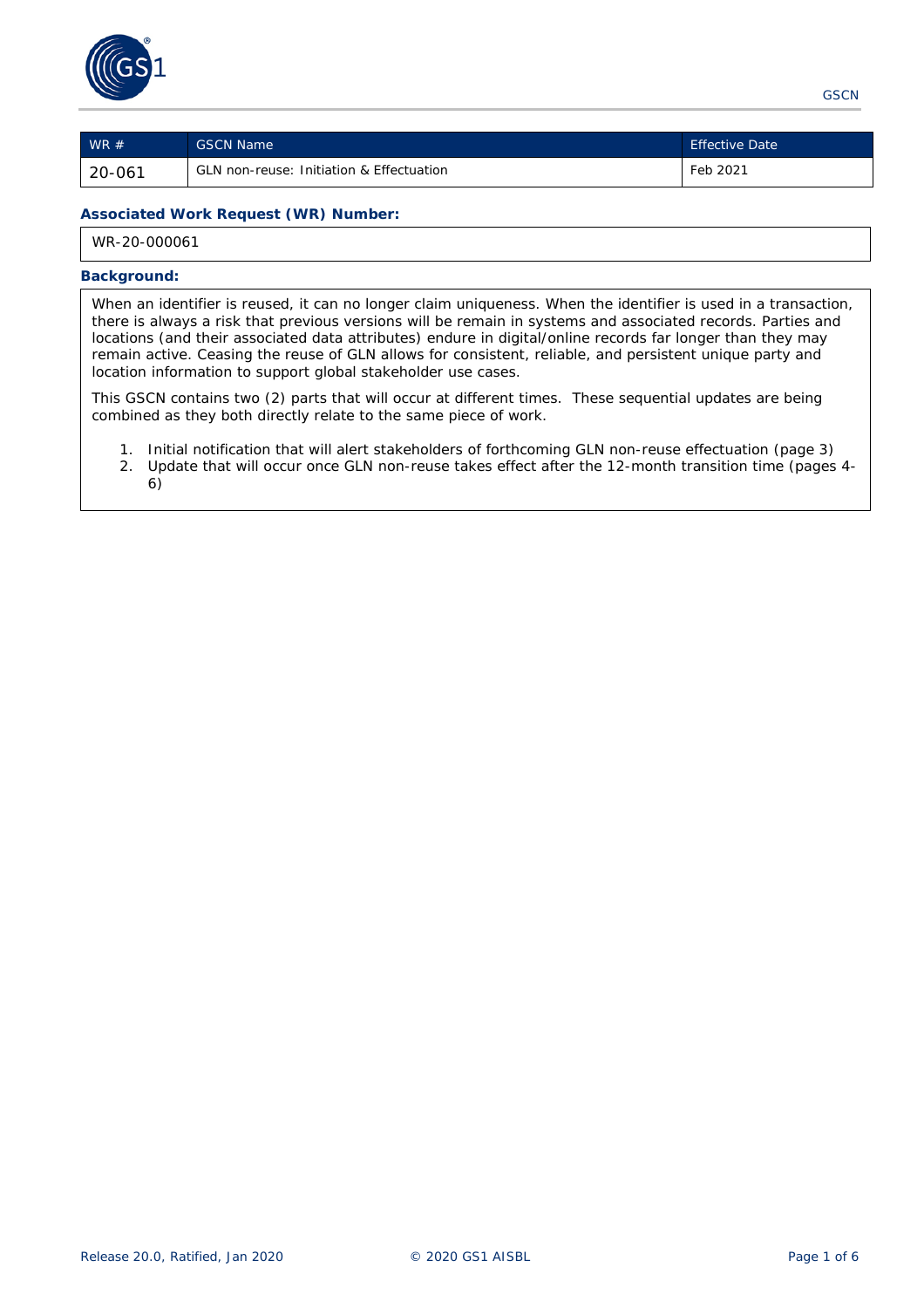| WR # | GSCN Name | Effective Date |
|---|---|---|
| 20-061 | GLN non-reuse: Initiation & Effectuation | Feb 2021 |

**Associated Work Request (WR) Number:**

WR-20-000061

**Background:**

When an identifier is reused, it can no longer claim uniqueness. When the identifier is used in a transaction, there is always a risk that previous versions will be remain in systems and associated records. Parties and locations (and their associated data attributes) endure in digital/online records far longer than they may remain active. Ceasing the reuse of GLN allows for consistent, reliable, and persistent unique party and location information to support global stakeholder use cases.

This GSCN contains two (2) parts that will occur at different times. These sequential updates are being combined as they both directly relate to the same piece of work.

1. Initial notification that will alert stakeholders of forthcoming GLN non-reuse effectuation (page 3)
2. Update that will occur once GLN non-reuse takes effect after the 12-month transition time (pages 4-6)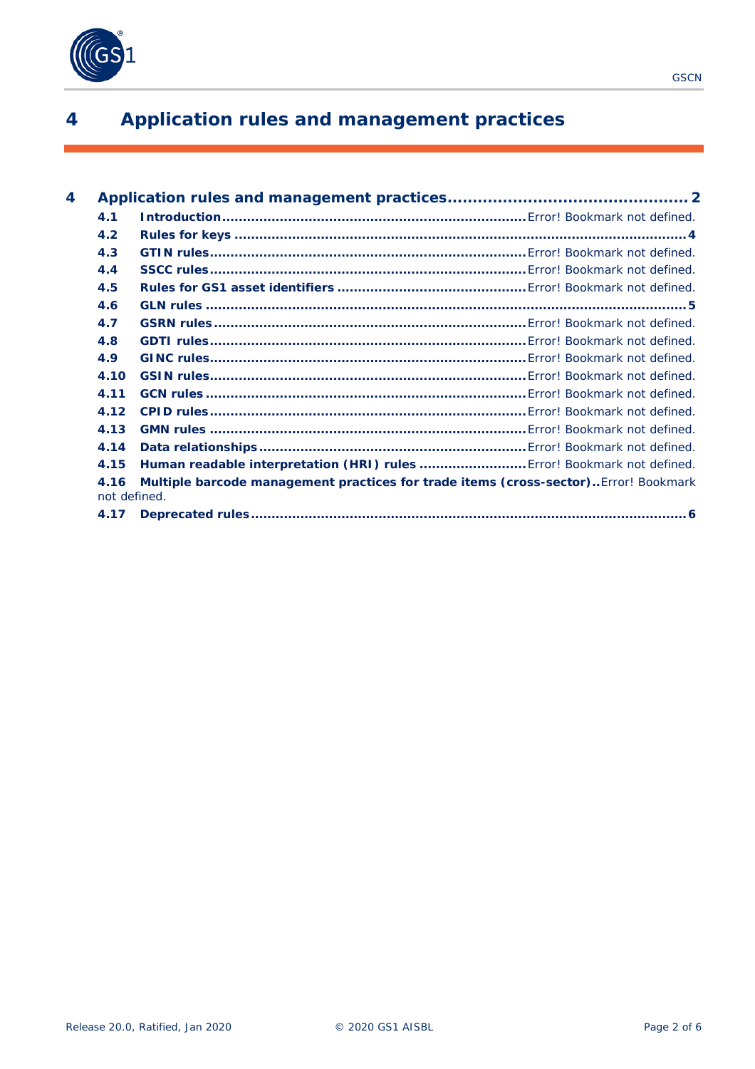# 4 Application rules and management practices

4 Application rules and management practices ........................................ 2

- 4.1 Introduction ........................................ Error! Bookmark not defined.
- 4.2 Rules for keys ........................................ 4
- 4.3 GTIN rules ........................................ Error! Bookmark not defined.
- 4.4 SSCC rules ........................................ Error! Bookmark not defined.
- 4.5 Rules for GS1 asset identifiers ........................................ Error! Bookmark not defined.
- 4.6 GLN rules ........................................ 5
- 4.7 GSRN rules ........................................ Error! Bookmark not defined.
- 4.8 GDTI rules ........................................ Error! Bookmark not defined.
- 4.9 GINC rules ........................................ Error! Bookmark not defined.
- 4.10 GSIN rules ........................................ Error! Bookmark not defined.
- 4.11 GCN rules ........................................ Error! Bookmark not defined.
- 4.12 CPID rules ........................................ Error! Bookmark not defined.
- 4.13 GMN rules ........................................ Error! Bookmark not defined.
- 4.14 Data relationships ........................................ Error! Bookmark not defined.
- 4.15 Human readable interpretation (HRI) rules ........................................ Error! Bookmark not defined.
- 4.16 Multiple barcode management practices for trade items (cross-sector) .. Error! Bookmark not defined.
- 4.17 Deprecated rules ........................................ 6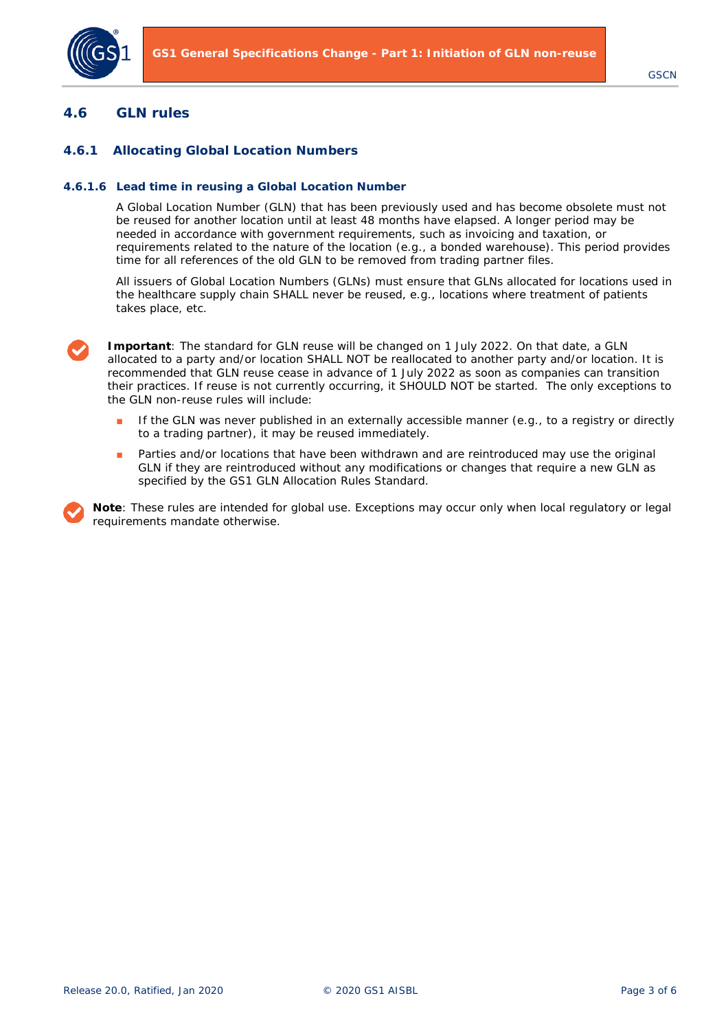## 4.6 GLN rules

### 4.6.1 Allocating Global Location Numbers

#### 4.6.1.6 Lead time in reusing a Global Location Number

A Global Location Number (GLN) that has been previously used and has become obsolete must not be reused for another location until at least 48 months have elapsed. A longer period may be needed in accordance with government requirements, such as invoicing and taxation, or requirements related to the nature of the location (e.g., a bonded warehouse). This period provides time for all references of the old GLN to be removed from trading partner files.

All issuers of Global Location Numbers (GLNs) must ensure that GLNs allocated for locations used in the healthcare supply chain SHALL never be reused, e.g., locations where treatment of patients takes place, etc.

**Important**: The standard for GLN reuse will be changed on 1 July 2022. On that date, a GLN allocated to a party and/or location SHALL NOT be reallocated to another party and/or location. It is recommended that GLN reuse cease in advance of 1 July 2022 as soon as companies can transition their practices. If reuse is not currently occurring, it SHOULD NOT be started. The only exceptions to the GLN non-reuse rules will include:

- If the GLN was never published in an externally accessible manner (e.g., to a registry or directly to a trading partner), it may be reused immediately.
- Parties and/or locations that have been withdrawn and are reintroduced may use the original GLN if they are reintroduced without any modifications or changes that require a new GLN as specified by the GS1 GLN Allocation Rules Standard.

**Note**: These rules are intended for global use. Exceptions may occur only when local regulatory or legal requirements mandate otherwise.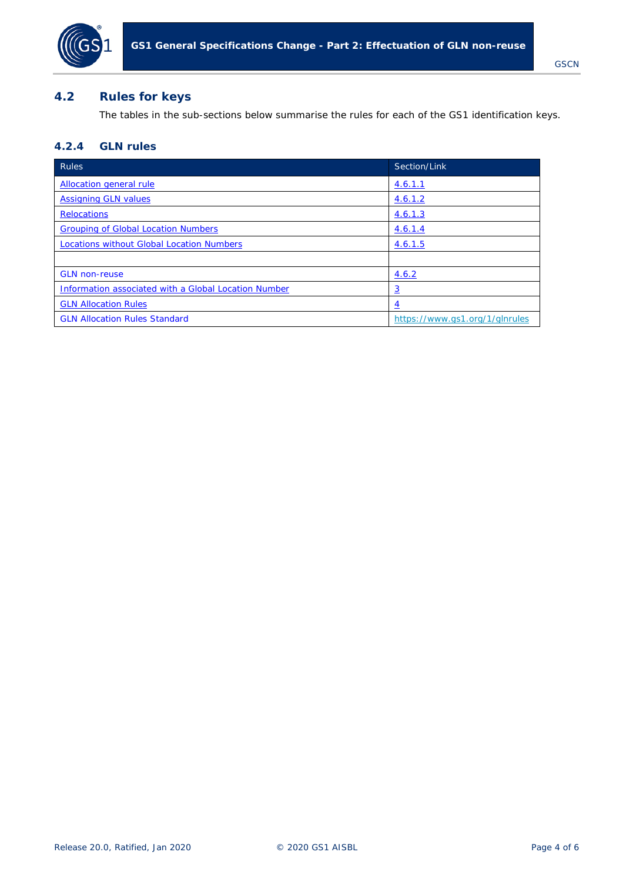## 4.2 Rules for keys

The tables in the sub-sections below summarise the rules for each of the GS1 identification keys.

### 4.2.4 GLN rules

| Rules | Section/Link |
|---|---|
| Allocation general rule | 4.6.1.1 |
| Assigning GLN values | 4.6.1.2 |
| Relocations | 4.6.1.3 |
| Grouping of Global Location Numbers | 4.6.1.4 |
| Locations without Global Location Numbers | 4.6.1.5 |
| | |
| GLN non-reuse | 4.6.2 |
| Information associated with a Global Location Number | 3 |
| GLN Allocation Rules | 4 |
| GLN Allocation Rules Standard | https://www.gs1.org/1/glnrules |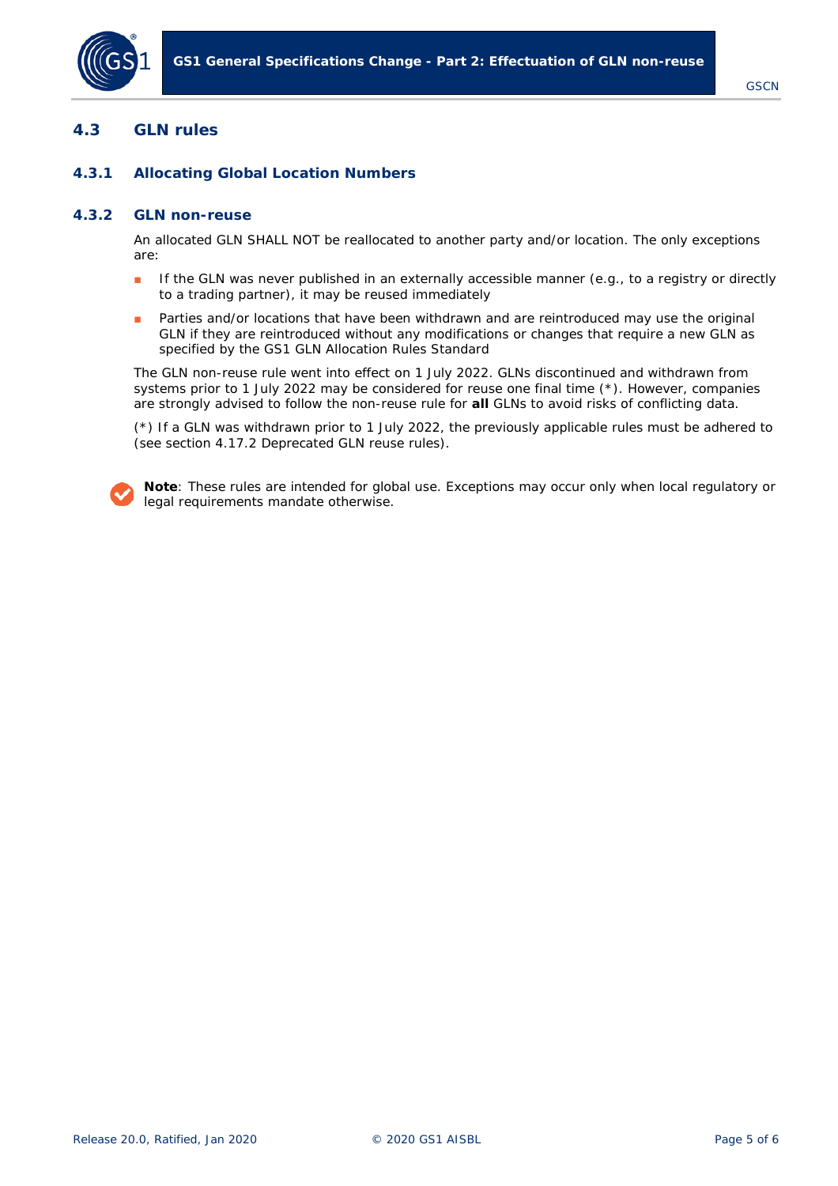## 4.3 GLN rules

### 4.3.1 Allocating Global Location Numbers

### 4.3.2 GLN non-reuse

An allocated GLN SHALL NOT be reallocated to another party and/or location. The only exceptions are:

- If the GLN was never published in an externally accessible manner (e.g., to a registry or directly to a trading partner), it may be reused immediately
- Parties and/or locations that have been withdrawn and are reintroduced may use the original GLN if they are reintroduced without any modifications or changes that require a new GLN as specified by the GS1 GLN Allocation Rules Standard

The GLN non-reuse rule went into effect on 1 July 2022. GLNs discontinued and withdrawn from systems prior to 1 July 2022 may be considered for reuse one final time (*). However, companies are strongly advised to follow the non-reuse rule for **all** GLNs to avoid risks of conflicting data.

(*) If a GLN was withdrawn prior to 1 July 2022, the previously applicable rules must be adhered to (see section 4.17.2 Deprecated GLN reuse rules).

**Note**: These rules are intended for global use. Exceptions may occur only when local regulatory or legal requirements mandate otherwise.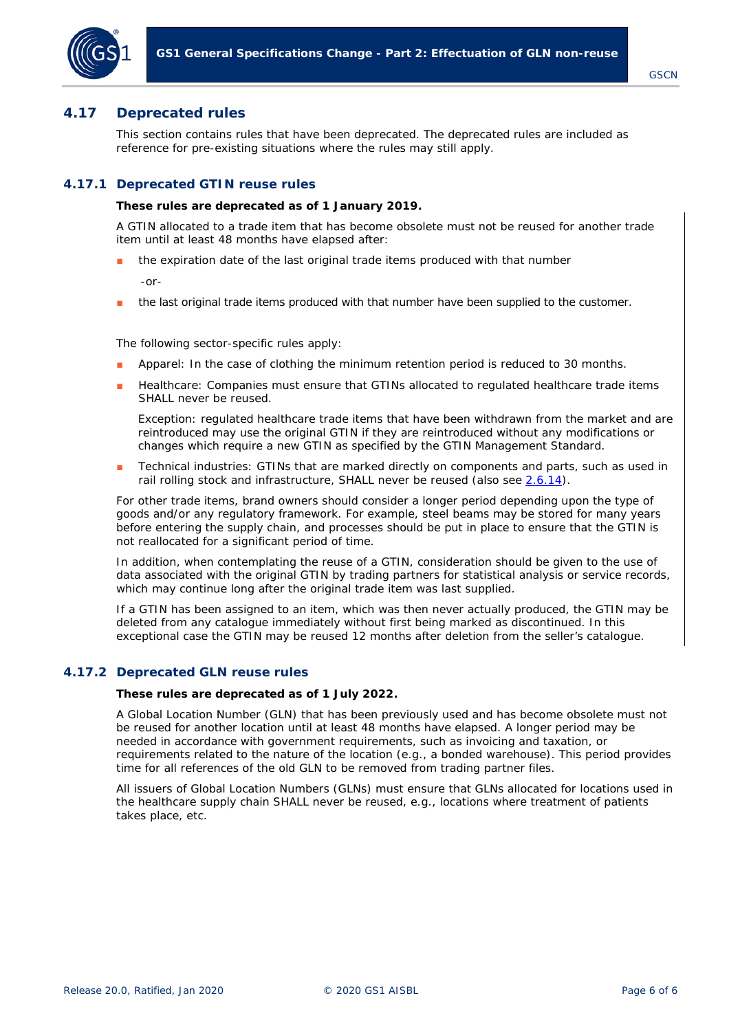## 4.17 Deprecated rules

This section contains rules that have been deprecated. The deprecated rules are included as reference for pre-existing situations where the rules may still apply.

### 4.17.1 Deprecated GTIN reuse rules

**These rules are deprecated as of 1 January 2019.**

A GTIN allocated to a trade item that has become obsolete must not be reused for another trade item until at least 48 months have elapsed after:

- the expiration date of the last original trade items produced with that number

  -or-

- the last original trade items produced with that number have been supplied to the customer.

The following sector-specific rules apply:

- Apparel: In the case of clothing the minimum retention period is reduced to 30 months.
- Healthcare: Companies must ensure that GTINs allocated to regulated healthcare trade items SHALL never be reused.

  Exception: regulated healthcare trade items that have been withdrawn from the market and are reintroduced may use the original GTIN if they are reintroduced without any modifications or changes which require a new GTIN as specified by the GTIN Management Standard.

- Technical industries: GTINs that are marked directly on components and parts, such as used in rail rolling stock and infrastructure, SHALL never be reused (also see 2.6.14).

For other trade items, brand owners should consider a longer period depending upon the type of goods and/or any regulatory framework. For example, steel beams may be stored for many years before entering the supply chain, and processes should be put in place to ensure that the GTIN is not reallocated for a significant period of time.

In addition, when contemplating the reuse of a GTIN, consideration should be given to the use of data associated with the original GTIN by trading partners for statistical analysis or service records, which may continue long after the original trade item was last supplied.

If a GTIN has been assigned to an item, which was then never actually produced, the GTIN may be deleted from any catalogue immediately without first being marked as discontinued. In this exceptional case the GTIN may be reused 12 months after deletion from the seller's catalogue.

### 4.17.2 Deprecated GLN reuse rules

**These rules are deprecated as of 1 July 2022.**

A Global Location Number (GLN) that has been previously used and has become obsolete must not be reused for another location until at least 48 months have elapsed. A longer period may be needed in accordance with government requirements, such as invoicing and taxation, or requirements related to the nature of the location (e.g., a bonded warehouse). This period provides time for all references of the old GLN to be removed from trading partner files.

All issuers of Global Location Numbers (GLNs) must ensure that GLNs allocated for locations used in the healthcare supply chain SHALL never be reused, e.g., locations where treatment of patients takes place, etc.